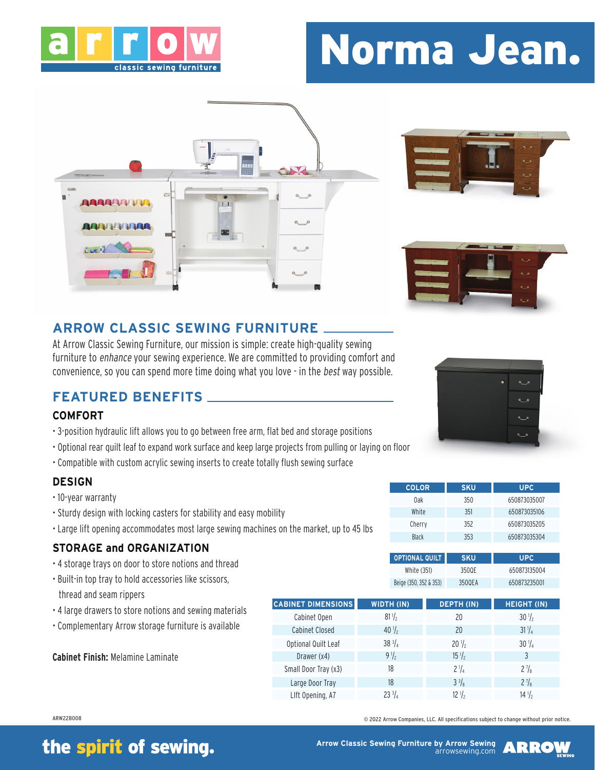arrow classic sewing furniture

# Norma Jean.

## ARROW CLASSIC SEWING FURNITURE

At Arrow Classic Sewing Furniture, our mission is simple: create high-quality sewing furniture to *enhance* your sewing experience. We are committed to providing comfort and convenience, so you can spend more time doing what you love - in the *best* way possible.

## FEATURED BENEFITS

### COMFORT

- 3-position hydraulic lift allows you to go between free arm, flat bed and storage positions
- Optional rear quilt leaf to expand work surface and keep large projects from pulling or laying on floor
- Compatible with custom acrylic sewing inserts to create totally flush sewing surface

### DESIGN

- 10-year warranty
- Sturdy design with locking casters for stability and easy mobility
- Large lift opening accommodates most large sewing machines on the market, up to 45 lbs

### STORAGE and ORGANIZATION

- 4 storage trays on door to store notions and thread
- Built-in top tray to hold accessories like scissors, thread and seam rippers
- 4 large drawers to store notions and sewing materials
- Complementary Arrow storage furniture is available

**Cabinet Finish:** Melamine Laminate

| COLOR | SKU | UPC |
|---|---|---|
| Oak | 350 | 650873035007 |
| White | 351 | 650873035106 |
| Cherry | 352 | 650873035205 |
| Black | 353 | 650873035304 |

| OPTIONAL QUILT | SKU | UPC |
|---|---|---|
| White (351) | 350QE | 650873135004 |
| Beige (350, 352 & 353) | 350QEA | 650873235001 |

| CABINET DIMENSIONS | WIDTH (IN) | DEPTH (IN) | HEIGHT (IN) |
|---|---|---|---|
| Cabinet Open | 81 1/2 | 20 | 30 1/2 |
| Cabinet Closed | 40 1/2 | 20 | 31 1/4 |
| Optional Quilt Leaf | 38 3/4 | 20 1/2 | 30 1/4 |
| Drawer (x4) | 9 1/2 | 15 1/2 | 3 |
| Small Door Tray (x3) | 18 | 2 1/4 | 2 7/8 |
| Large Door Tray | 18 | 3 3/8 | 2 7/8 |
| Lift Opening, A7 | 23 3/4 | 12 1/2 | 14 1/2 |

ARW22B008

© 2022 Arrow Companies, LLC. All specifications subject to change without prior notice.

the spirit of sewing.

Arrow Classic Sewing Furniture by Arrow Sewing
arrowsewing.com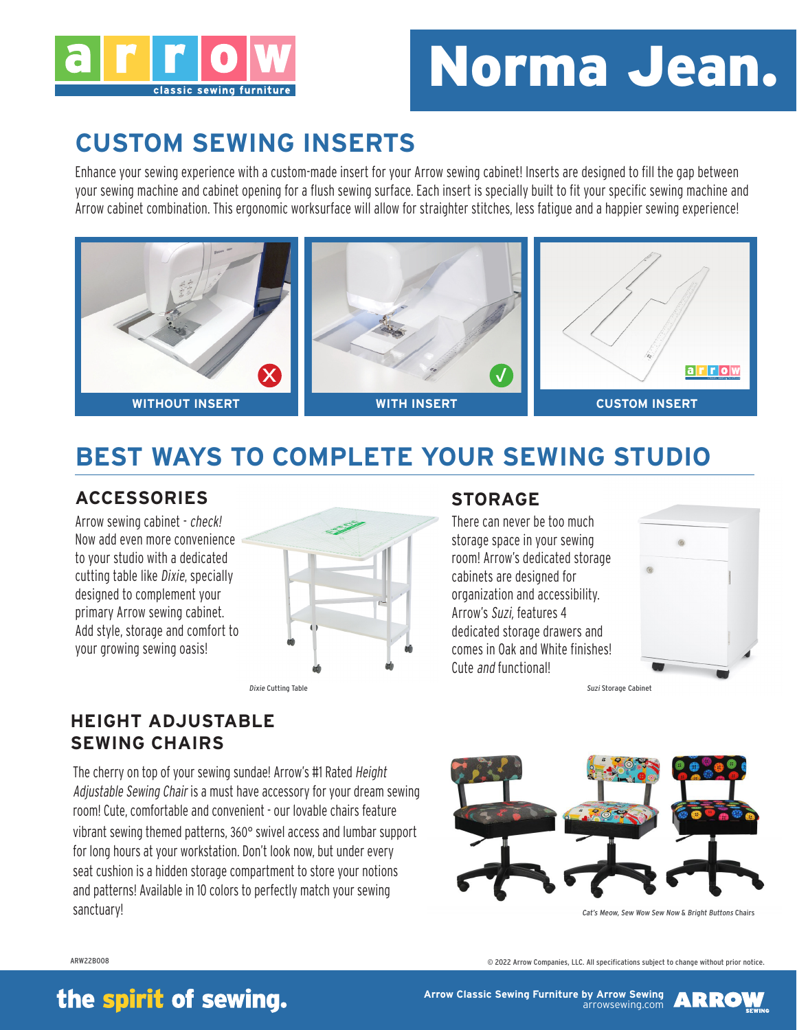# Norma Jean.

## CUSTOM SEWING INSERTS

Enhance your sewing experience with a custom-made insert for your Arrow sewing cabinet! Inserts are designed to fill the gap between your sewing machine and cabinet opening for a flush sewing surface. Each insert is specially built to fit your specific sewing machine and Arrow cabinet combination. This ergonomic worksurface will allow for straighter stitches, less fatigue and a happier sewing experience!

WITHOUT INSERT

WITH INSERT

CUSTOM INSERT

## BEST WAYS TO COMPLETE YOUR SEWING STUDIO

### ACCESSORIES

Arrow sewing cabinet - *check!* Now add even more convenience to your studio with a dedicated cutting table like *Dixie*, specially designed to complement your primary Arrow sewing cabinet. Add style, storage and comfort to your growing sewing oasis!

*Dixie* Cutting Table

### STORAGE

There can never be too much storage space in your sewing room! Arrow's dedicated storage cabinets are designed for organization and accessibility. Arrow's *Suzi*, features 4 dedicated storage drawers and comes in Oak and White finishes! Cute *and* functional!

*Suzi* Storage Cabinet

### HEIGHT ADJUSTABLE SEWING CHAIRS

The cherry on top of your sewing sundae! Arrow's #1 Rated *Height Adjustable Sewing Chair* is a must have accessory for your dream sewing room! Cute, comfortable and convenient - our lovable chairs feature vibrant sewing themed patterns, 360° swivel access and lumbar support for long hours at your workstation. Don't look now, but under every seat cushion is a hidden storage compartment to store your notions and patterns! Available in 10 colors to perfectly match your sewing sanctuary!

*Cat's Meow, Sew Wow Sew Now & Bright Buttons* Chairs

ARW22B008

© 2022 Arrow Companies, LLC. All specifications subject to change without prior notice.

the spirit of sewing.

Arrow Classic Sewing Furniture by Arrow Sewing
arrowsewing.com